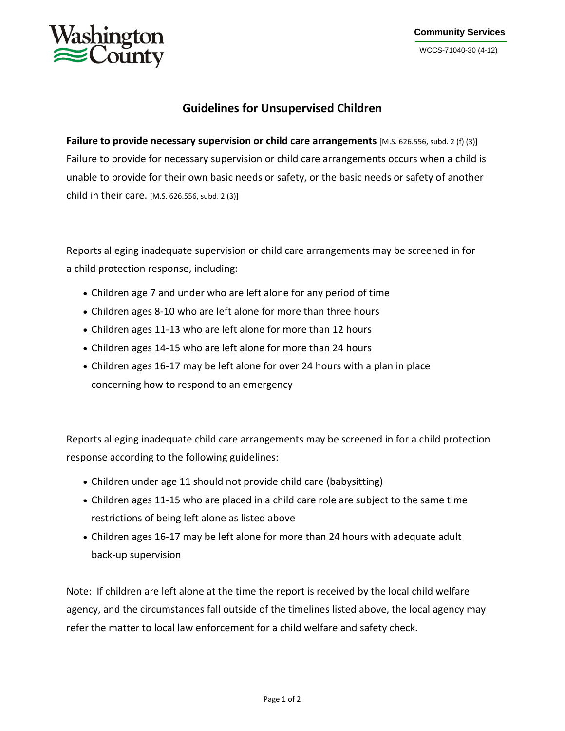Washington County

Community Services

WCCS-71040-30 (4-12)

# Guidelines for Unsupervised Children

**Failure to provide necessary supervision or child care arrangements** [M.S. 626.556, subd. 2 (f) (3)]
Failure to provide for necessary supervision or child care arrangements occurs when a child is unable to provide for their own basic needs or safety, or the basic needs or safety of another child in their care. [M.S. 626.556, subd. 2 (3)]

Reports alleging inadequate supervision or child care arrangements may be screened in for a child protection response, including:

- Children age 7 and under who are left alone for any period of time
- Children ages 8-10 who are left alone for more than three hours
- Children ages 11-13 who are left alone for more than 12 hours
- Children ages 14-15 who are left alone for more than 24 hours
- Children ages 16-17 may be left alone for over 24 hours with a plan in place concerning how to respond to an emergency

Reports alleging inadequate child care arrangements may be screened in for a child protection response according to the following guidelines:

- Children under age 11 should not provide child care (babysitting)
- Children ages 11-15 who are placed in a child care role are subject to the same time restrictions of being left alone as listed above
- Children ages 16-17 may be left alone for more than 24 hours with adequate adult back-up supervision

Note: If children are left alone at the time the report is received by the local child welfare agency, and the circumstances fall outside of the timelines listed above, the local agency may refer the matter to local law enforcement for a child welfare and safety check.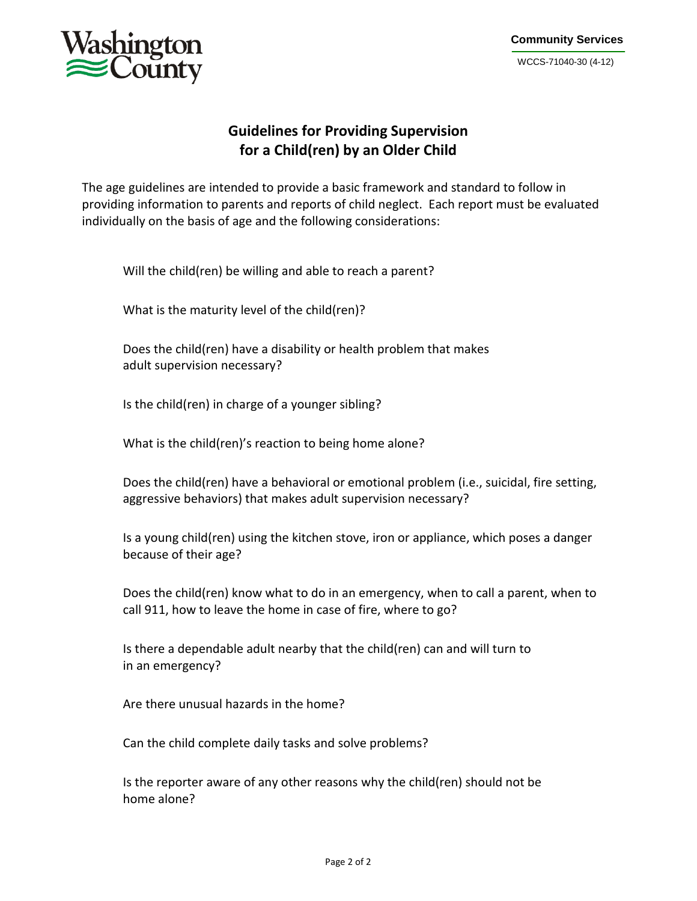Washington County

**Community Services**

WCCS-71040-30 (4-12)

## Guidelines for Providing Supervision for a Child(ren) by an Older Child

The age guidelines are intended to provide a basic framework and standard to follow in providing information to parents and reports of child neglect. Each report must be evaluated individually on the basis of age and the following considerations:

Will the child(ren) be willing and able to reach a parent?

What is the maturity level of the child(ren)?

Does the child(ren) have a disability or health problem that makes adult supervision necessary?

Is the child(ren) in charge of a younger sibling?

What is the child(ren)'s reaction to being home alone?

Does the child(ren) have a behavioral or emotional problem (i.e., suicidal, fire setting, aggressive behaviors) that makes adult supervision necessary?

Is a young child(ren) using the kitchen stove, iron or appliance, which poses a danger because of their age?

Does the child(ren) know what to do in an emergency, when to call a parent, when to call 911, how to leave the home in case of fire, where to go?

Is there a dependable adult nearby that the child(ren) can and will turn to in an emergency?

Are there unusual hazards in the home?

Can the child complete daily tasks and solve problems?

Is the reporter aware of any other reasons why the child(ren) should not be home alone?